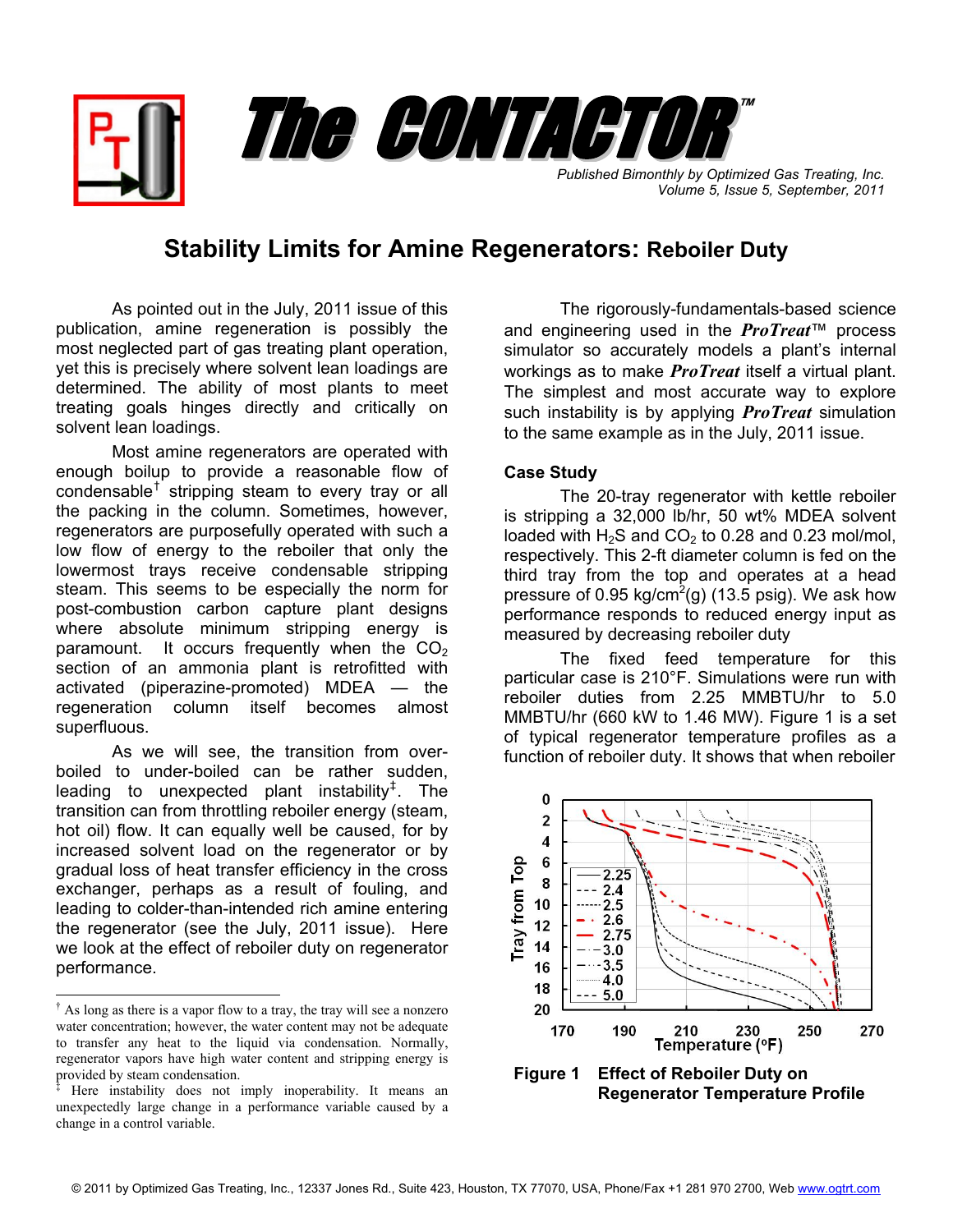# The CONTACTOR™

*Published Bimonthly by Optimized Gas Treating, Inc.*
*Volume 5, Issue 5, September, 2011*

## Stability Limits for Amine Regenerators: Reboiler Duty

As pointed out in the July, 2011 issue of this publication, amine regeneration is possibly the most neglected part of gas treating plant operation, yet this is precisely where solvent lean loadings are determined. The ability of most plants to meet treating goals hinges directly and critically on solvent lean loadings.

Most amine regenerators are operated with enough boilup to provide a reasonable flow of condensable[†] stripping steam to every tray or all the packing in the column. Sometimes, however, regenerators are purposefully operated with such a low flow of energy to the reboiler that only the lowermost trays receive condensable stripping steam. This seems to be especially the norm for post-combustion carbon capture plant designs where absolute minimum stripping energy is paramount. It occurs frequently when the $CO_2$ section of an ammonia plant is retrofitted with activated (piperazine-promoted) MDEA — the regeneration column itself becomes almost superfluous.

As we will see, the transition from over-boiled to under-boiled can be rather sudden, leading to unexpected plant instability[‡]. The transition can from throttling reboiler energy (steam, hot oil) flow. It can equally well be caused, for by increased solvent load on the regenerator or by gradual loss of heat transfer efficiency in the cross exchanger, perhaps as a result of fouling, and leading to colder-than-intended rich amine entering the regenerator (see the July, 2011 issue). Here we look at the effect of reboiler duty on regenerator performance.

The rigorously-fundamentals-based science and engineering used in the ***ProTreat***™ process simulator so accurately models a plant's internal workings as to make ***ProTreat*** itself a virtual plant. The simplest and most accurate way to explore such instability is by applying ***ProTreat*** simulation to the same example as in the July, 2011 issue.

### Case Study

The 20-tray regenerator with kettle reboiler is stripping a 32,000 lb/hr, 50 wt% MDEA solvent loaded with $H_2S$ and $CO_2$ to 0.28 and 0.23 mol/mol, respectively. This 2-ft diameter column is fed on the third tray from the top and operates at a head pressure of 0.95 kg/cm$^2$(g) (13.5 psig). We ask how performance responds to reduced energy input as measured by decreasing reboiler duty

The fixed feed temperature for this particular case is 210°F. Simulations were run with reboiler duties from 2.25 MMBTU/hr to 5.0 MMBTU/hr (660 kW to 1.46 MW). Figure 1 is a set of typical regenerator temperature profiles as a function of reboiler duty. It shows that when reboiler

**Figure 1** **Effect of Reboiler Duty on Regenerator Temperature Profile**

---

[†] As long as there is a vapor flow to a tray, the tray will see a nonzero water concentration; however, the water content may not be adequate to transfer any heat to the liquid via condensation. Normally, regenerator vapors have high water content and stripping energy is provided by steam condensation.

[‡] Here instability does not imply inoperability. It means an unexpectedly large change in a performance variable caused by a change in a control variable.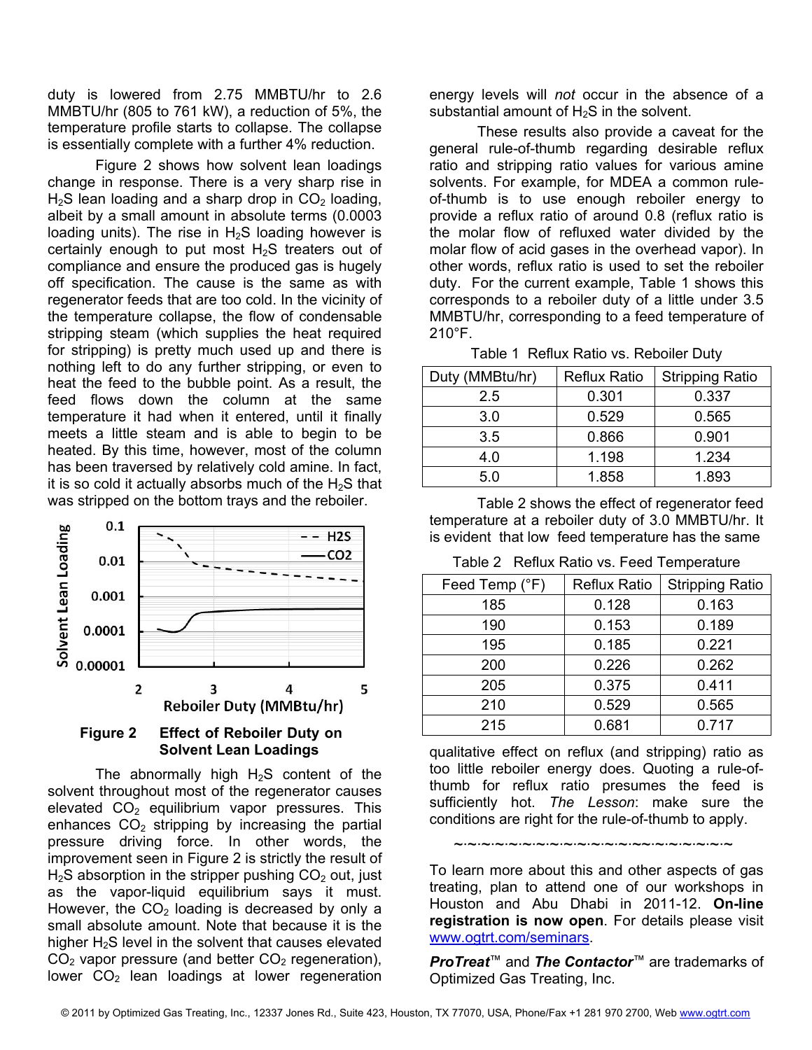duty is lowered from 2.75 MMBTU/hr to 2.6 MMBTU/hr (805 to 761 kW), a reduction of 5%, the temperature profile starts to collapse. The collapse is essentially complete with a further 4% reduction.

Figure 2 shows how solvent lean loadings change in response. There is a very sharp rise in $H_2S$ lean loading and a sharp drop in $CO_2$ loading, albeit by a small amount in absolute terms (0.0003 loading units). The rise in $H_2S$ loading however is certainly enough to put most $H_2S$ treaters out of compliance and ensure the produced gas is hugely off specification. The cause is the same as with regenerator feeds that are too cold. In the vicinity of the temperature collapse, the flow of condensable stripping steam (which supplies the heat required for stripping) is pretty much used up and there is nothing left to do any further stripping, or even to heat the feed to the bubble point. As a result, the feed flows down the column at the same temperature it had when it entered, until it finally meets a little steam and is able to begin to be heated. By this time, however, most of the column has been traversed by relatively cold amine. In fact, it is so cold it actually absorbs much of the $H_2S$ that was stripped on the bottom trays and the reboiler.

Solvent Lean Loading
0.1
0.01
0.001
0.0001
0.00001
2
3
4
5
Reboiler Duty (MMBtu/hr)
H2S
CO2

**Figure 2 Effect of Reboiler Duty on Solvent Lean Loadings**

The abnormally high $H_2S$ content of the solvent throughout most of the regenerator causes elevated $CO_2$ equilibrium vapor pressures. This enhances $CO_2$ stripping by increasing the partial pressure driving force. In other words, the improvement seen in Figure 2 is strictly the result of $H_2S$ absorption in the stripper pushing $CO_2$ out, just as the vapor-liquid equilibrium says it must. However, the $CO_2$ loading is decreased by only a small absolute amount. Note that because it is the higher $H_2S$ level in the solvent that causes elevated $CO_2$ vapor pressure (and better $CO_2$ regeneration), lower $CO_2$ lean loadings at lower regeneration energy levels will *not* occur in the absence of a substantial amount of $H_2S$ in the solvent.

These results also provide a caveat for the general rule-of-thumb regarding desirable reflux ratio and stripping ratio values for various amine solvents. For example, for MDEA a common rule-of-thumb is to use enough reboiler energy to provide a reflux ratio of around 0.8 (reflux ratio is the molar flow of refluxed water divided by the molar flow of acid gases in the overhead vapor). In other words, reflux ratio is used to set the reboiler duty. For the current example, Table 1 shows this corresponds to a reboiler duty of a little under 3.5 MMBTU/hr, corresponding to a feed temperature of 210°F.

Table 1 Reflux Ratio vs. Reboiler Duty

| Duty (MMBtu/hr) | Reflux Ratio | Stripping Ratio |
|---|---|---|
| 2.5 | 0.301 | 0.337 |
| 3.0 | 0.529 | 0.565 |
| 3.5 | 0.866 | 0.901 |
| 4.0 | 1.198 | 1.234 |
| 5.0 | 1.858 | 1.893 |

Table 2 shows the effect of regenerator feed temperature at a reboiler duty of 3.0 MMBTU/hr. It is evident that low feed temperature has the same qualitative effect on reflux (and stripping) ratio as too little reboiler energy does. Quoting a rule-of-thumb for reflux ratio presumes the feed is sufficiently hot. *The Lesson*: make sure the conditions are right for the rule-of-thumb to apply.

Table 2 Reflux Ratio vs. Feed Temperature

| Feed Temp (°F) | Reflux Ratio | Stripping Ratio |
|---|---|---|
| 185 | 0.128 | 0.163 |
| 190 | 0.153 | 0.189 |
| 195 | 0.185 | 0.221 |
| 200 | 0.226 | 0.262 |
| 205 | 0.375 | 0.411 |
| 210 | 0.529 | 0.565 |
| 215 | 0.681 | 0.717 |

~·~·~·~·~·~·~·~·~·~·~·~·~·~·~·~·~·~·~·~·~·~

To learn more about this and other aspects of gas treating, plan to attend one of our workshops in Houston and Abu Dhabi in 2011-12. **On-line registration is now open**. For details please visit www.ogtrt.com/seminars.

***ProTreat***™ and ***The Contactor***™ are trademarks of Optimized Gas Treating, Inc.

© 2011 by Optimized Gas Treating, Inc., 12337 Jones Rd., Suite 423, Houston, TX 77070, USA, Phone/Fax +1 281 970 2700, Web www.ogtrt.com